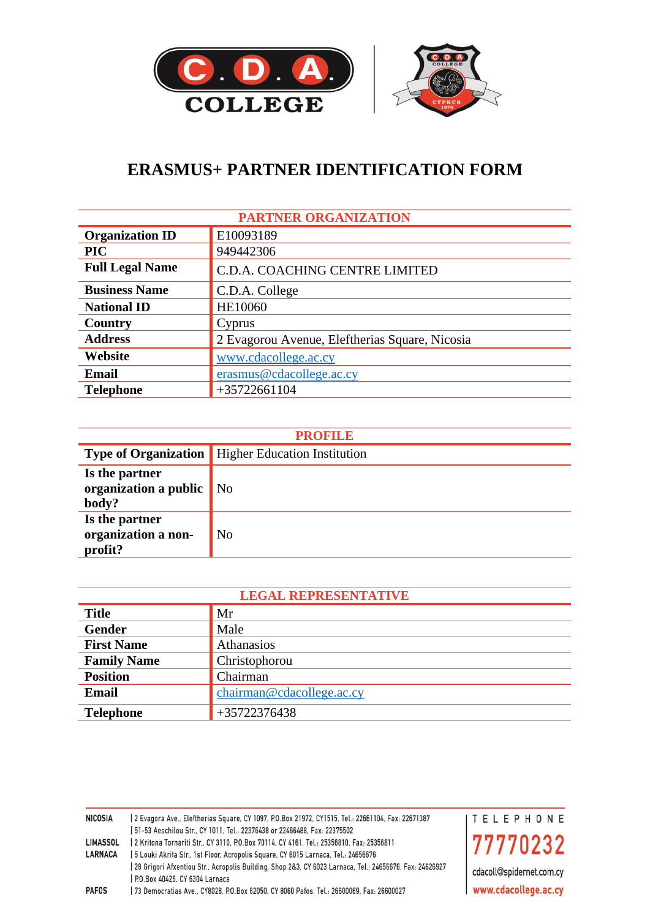# ERASMUS+ PARTNER IDENTIFICATION FORM

| PARTNER ORGANIZATION | |
|---|---|
| **Organization ID** | E10093189 |
| **PIC** | 949442306 |
| **Full Legal Name** | C.D.A. COACHING CENTRE LIMITED |
| **Business Name** | C.D.A. College |
| **National ID** | HE10060 |
| **Country** | Cyprus |
| **Address** | 2 Evagorou Avenue, Eleftherias Square, Nicosia |
| **Website** | www.cdacollege.ac.cy |
| **Email** | erasmus@cdacollege.ac.cy |
| **Telephone** | +35722661104 |

| PROFILE | |
|---|---|
| **Type of Organization** | Higher Education Institution |
| **Is the partner organization a public body?** | No |
| **Is the partner organization a non-profit?** | No |

| LEGAL REPRESENTATIVE | |
|---|---|
| **Title** | Mr |
| **Gender** | Male |
| **First Name** | Athanasios |
| **Family Name** | Christophorou |
| **Position** | Chairman |
| **Email** | chairman@cdacollege.ac.cy |
| **Telephone** | +35722376438 |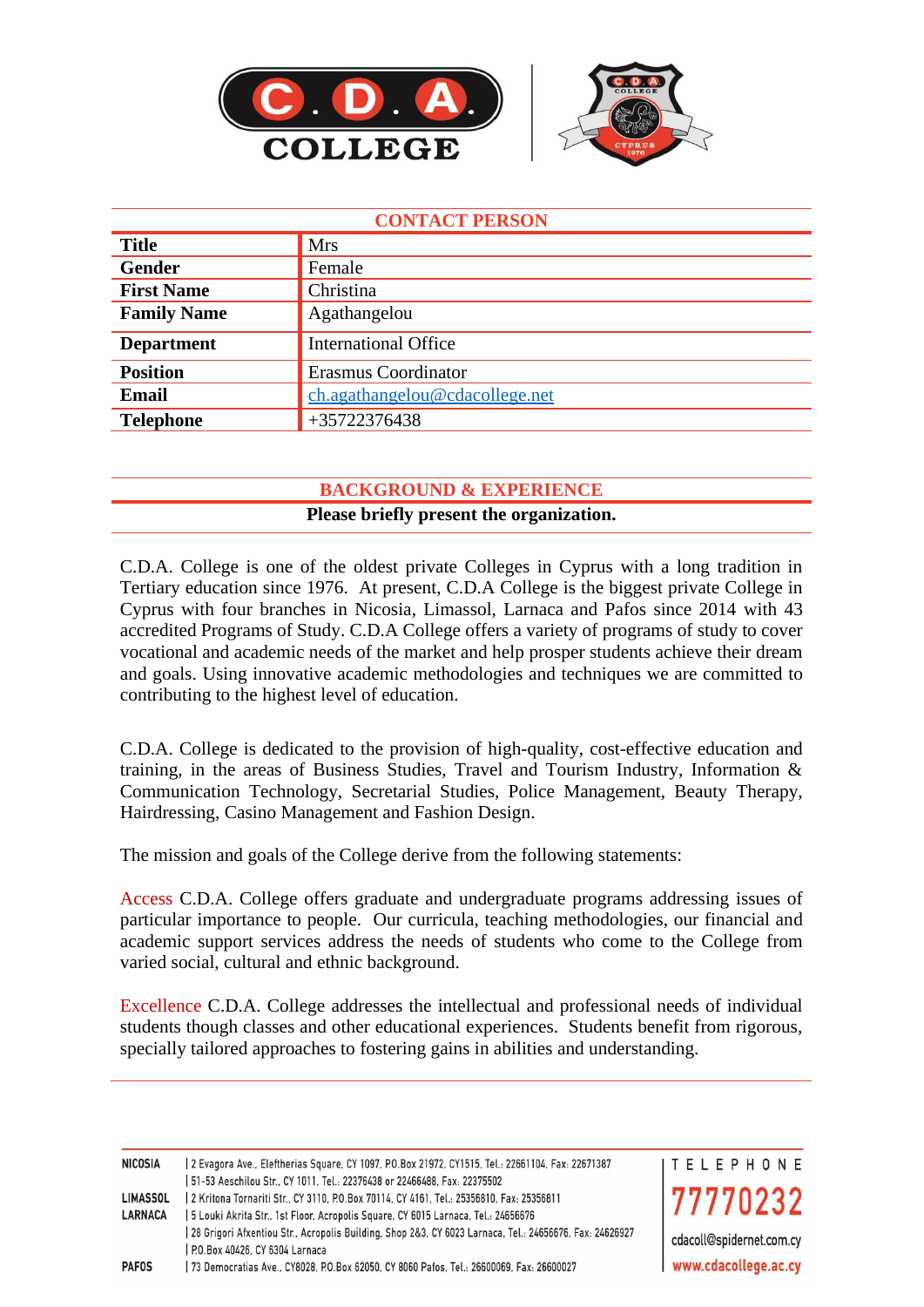## CONTACT PERSON

| | |
|---|---|
| **Title** | Mrs |
| **Gender** | Female |
| **First Name** | Christina |
| **Family Name** | Agathangelou |
| **Department** | International Office |
| **Position** | Erasmus Coordinator |
| **Email** | ch.agathangelou@cdacollege.net |
| **Telephone** | +35722376438 |

## BACKGROUND & EXPERIENCE

**Please briefly present the organization.**

C.D.A. College is one of the oldest private Colleges in Cyprus with a long tradition in Tertiary education since 1976. At present, C.D.A College is the biggest private College in Cyprus with four branches in Nicosia, Limassol, Larnaca and Pafos since 2014 with 43 accredited Programs of Study. C.D.A College offers a variety of programs of study to cover vocational and academic needs of the market and help prosper students achieve their dream and goals. Using innovative academic methodologies and techniques we are committed to contributing to the highest level of education.

C.D.A. College is dedicated to the provision of high-quality, cost-effective education and training, in the areas of Business Studies, Travel and Tourism Industry, Information & Communication Technology, Secretarial Studies, Police Management, Beauty Therapy, Hairdressing, Casino Management and Fashion Design.

The mission and goals of the College derive from the following statements:

Access C.D.A. College offers graduate and undergraduate programs addressing issues of particular importance to people. Our curricula, teaching methodologies, our financial and academic support services address the needs of students who come to the College from varied social, cultural and ethnic background.

Excellence C.D.A. College addresses the intellectual and professional needs of individual students though classes and other educational experiences. Students benefit from rigorous, specially tailored approaches to fostering gains in abilities and understanding.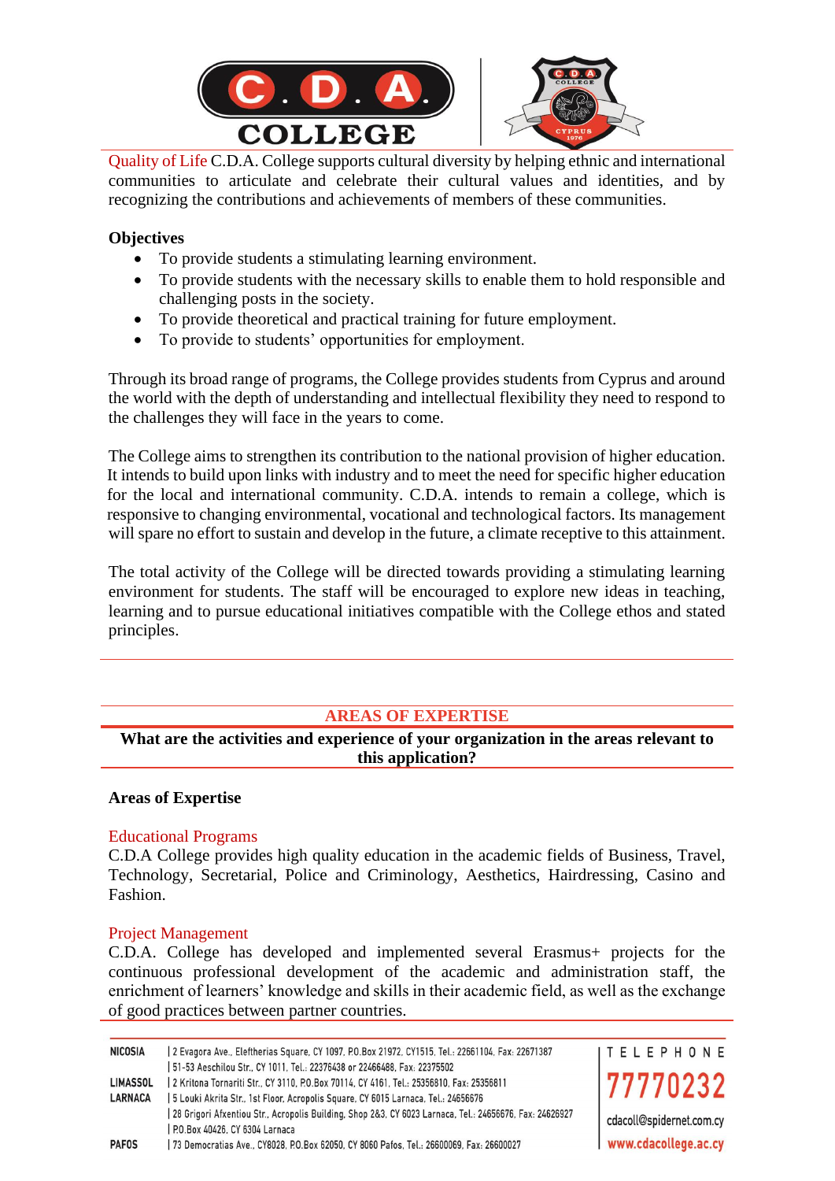Quality of Life C.D.A. College supports cultural diversity by helping ethnic and international communities to articulate and celebrate their cultural values and identities, and by recognizing the contributions and achievements of members of these communities.

**Objectives**

- To provide students a stimulating learning environment.
- To provide students with the necessary skills to enable them to hold responsible and challenging posts in the society.
- To provide theoretical and practical training for future employment.
- To provide to students' opportunities for employment.

Through its broad range of programs, the College provides students from Cyprus and around the world with the depth of understanding and intellectual flexibility they need to respond to the challenges they will face in the years to come.

The College aims to strengthen its contribution to the national provision of higher education. It intends to build upon links with industry and to meet the need for specific higher education for the local and international community. C.D.A. intends to remain a college, which is responsive to changing environmental, vocational and technological factors. Its management will spare no effort to sustain and develop in the future, a climate receptive to this attainment.

The total activity of the College will be directed towards providing a stimulating learning environment for students. The staff will be encouraged to explore new ideas in teaching, learning and to pursue educational initiatives compatible with the College ethos and stated principles.

## AREAS OF EXPERTISE

**What are the activities and experience of your organization in the areas relevant to this application?**

**Areas of Expertise**

Educational Programs

C.D.A College provides high quality education in the academic fields of Business, Travel, Technology, Secretarial, Police and Criminology, Aesthetics, Hairdressing, Casino and Fashion.

Project Management

C.D.A. College has developed and implemented several Erasmus+ projects for the continuous professional development of the academic and administration staff, the enrichment of learners' knowledge and skills in their academic field, as well as the exchange of good practices between partner countries.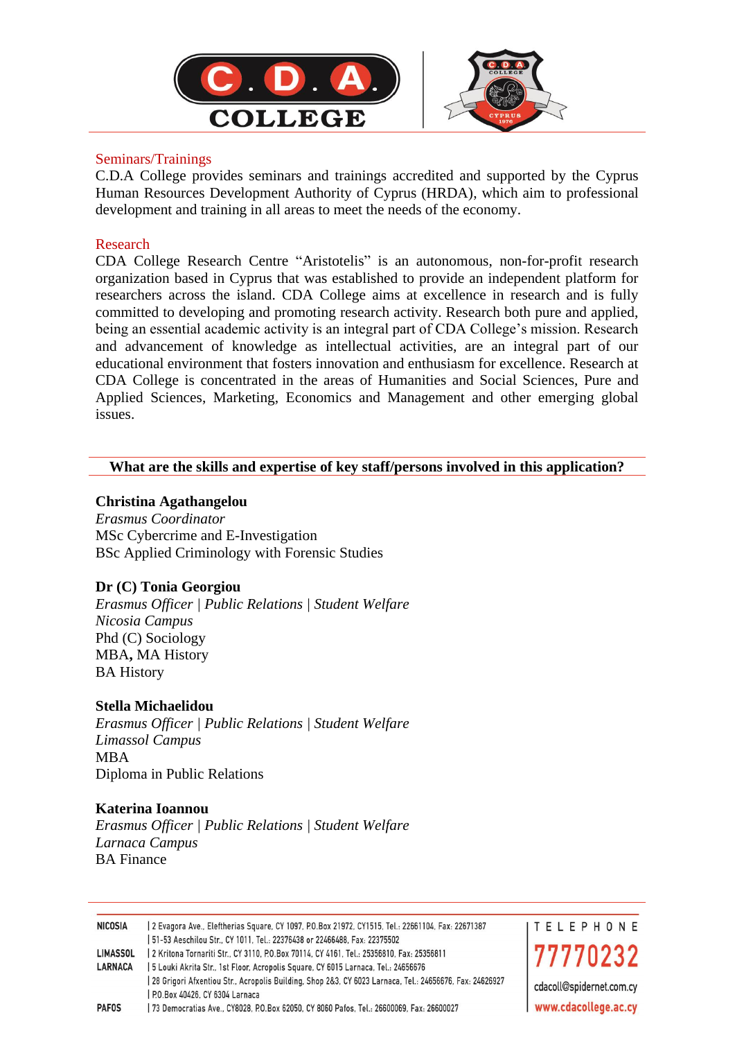## Seminars/Trainings

C.D.A College provides seminars and trainings accredited and supported by the Cyprus Human Resources Development Authority of Cyprus (HRDA), which aim to professional development and training in all areas to meet the needs of the economy.

## Research

CDA College Research Centre "Aristotelis" is an autonomous, non-for-profit research organization based in Cyprus that was established to provide an independent platform for researchers across the island. CDA College aims at excellence in research and is fully committed to developing and promoting research activity. Research both pure and applied, being an essential academic activity is an integral part of CDA College's mission. Research and advancement of knowledge as intellectual activities, are an integral part of our educational environment that fosters innovation and enthusiasm for excellence. Research at CDA College is concentrated in the areas of Humanities and Social Sciences, Pure and Applied Sciences, Marketing, Economics and Management and other emerging global issues.

## What are the skills and expertise of key staff/persons involved in this application?

**Christina Agathangelou**
*Erasmus Coordinator*
MSc Cybercrime and E-Investigation
BSc Applied Criminology with Forensic Studies

**Dr (C) Tonia Georgiou**
*Erasmus Officer | Public Relations | Student Welfare*
*Nicosia Campus*
Phd (C) Sociology
MBA**,** MA History
BA History

**Stella Michaelidou**
*Erasmus Officer | Public Relations | Student Welfare*
*Limassol Campus*
MBA
Diploma in Public Relations

**Katerina Ioannou**
*Erasmus Officer | Public Relations | Student Welfare*
*Larnaca Campus*
BA Finance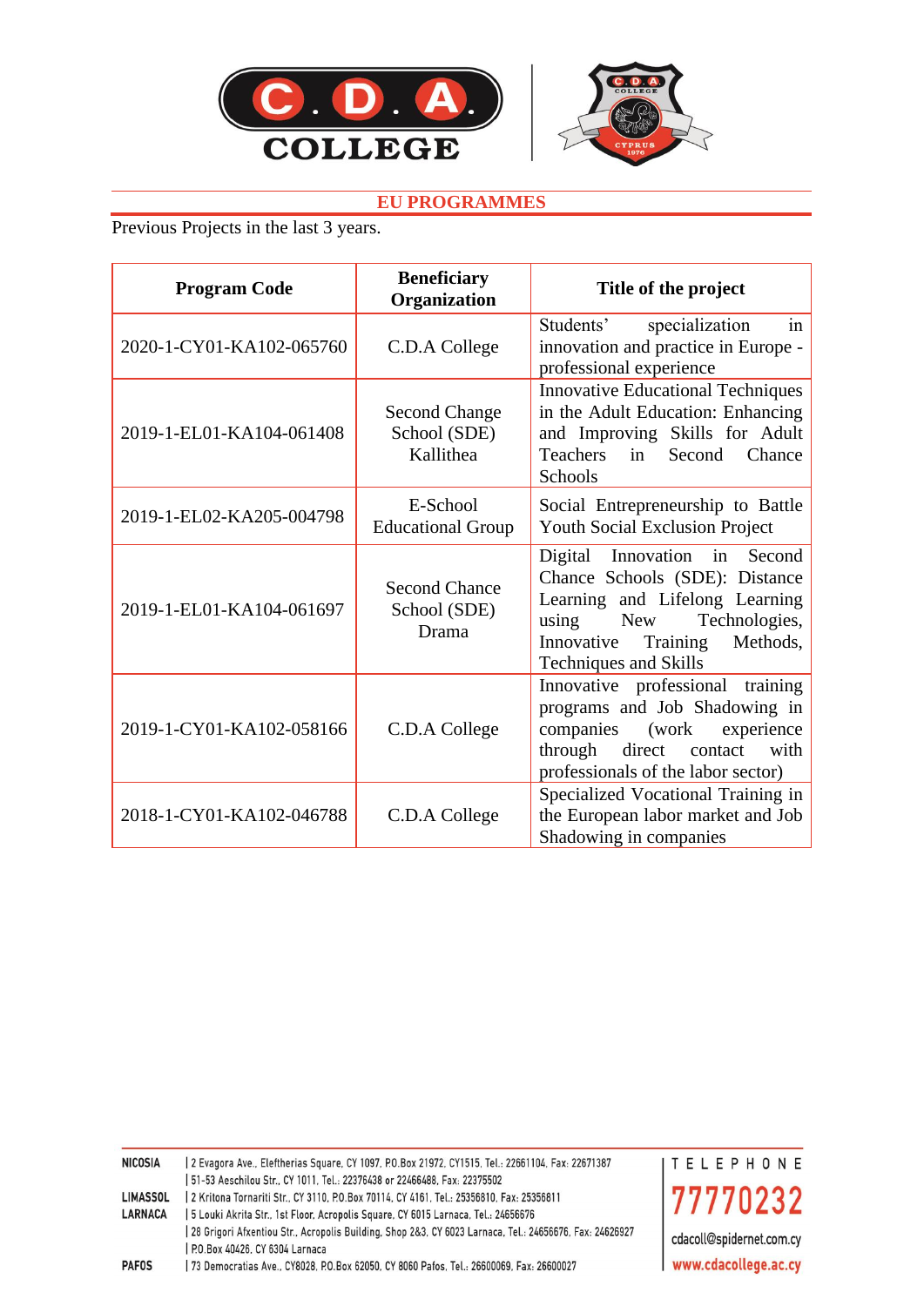## EU PROGRAMMES

Previous Projects in the last 3 years.

| Program Code | Beneficiary Organization | Title of the project |
|---|---|---|
| 2020-1-CY01-KA102-065760 | C.D.A College | Students' specialization in innovation and practice in Europe - professional experience |
| 2019-1-EL01-KA104-061408 | Second Change School (SDE) Kallithea | Innovative Educational Techniques in the Adult Education: Enhancing and Improving Skills for Adult Teachers in Second Chance Schools |
| 2019-1-EL02-KA205-004798 | E-School Educational Group | Social Entrepreneurship to Battle Youth Social Exclusion Project |
| 2019-1-EL01-KA104-061697 | Second Chance School (SDE) Drama | Digital Innovation in Second Chance Schools (SDE): Distance Learning and Lifelong Learning using New Technologies, Innovative Training Methods, Techniques and Skills |
| 2019-1-CY01-KA102-058166 | C.D.A College | Innovative professional training programs and Job Shadowing in companies (work experience through direct contact with professionals of the labor sector) |
| 2018-1-CY01-KA102-046788 | C.D.A College | Specialized Vocational Training in the European labor market and Job Shadowing in companies |